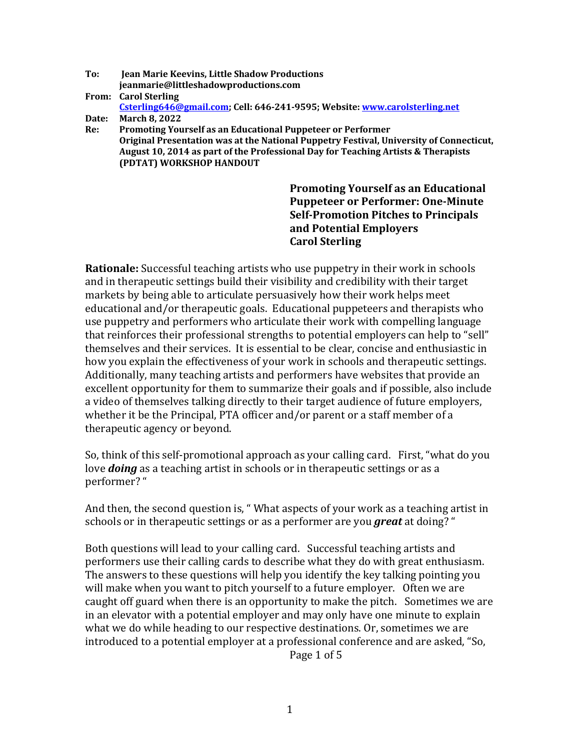**To:** **Jean Marie Keevins, Little Shadow Productions**
**jeanmarie@littleshadowproductions.com**
**From:** **Carol Sterling**
**Csterling646@gmail.com; Cell: 646-241-9595; Website: www.carolsterling.net**
**Date:** **March 8, 2022**
**Re:** **Promoting Yourself as an Educational Puppeteer or Performer**
**Original Presentation was at the National Puppetry Festival, University of Connecticut, August 10, 2014 as part of the Professional Day for Teaching Artists & Therapists (PDTAT) WORKSHOP HANDOUT**

**Promoting Yourself as an Educational Puppeteer or Performer: One-Minute Self-Promotion Pitches to Principals and Potential Employers**
**Carol Sterling**

**Rationale:** Successful teaching artists who use puppetry in their work in schools and in therapeutic settings build their visibility and credibility with their target markets by being able to articulate persuasively how their work helps meet educational and/or therapeutic goals. Educational puppeteers and therapists who use puppetry and performers who articulate their work with compelling language that reinforces their professional strengths to potential employers can help to "sell" themselves and their services. It is essential to be clear, concise and enthusiastic in how you explain the effectiveness of your work in schools and therapeutic settings. Additionally, many teaching artists and performers have websites that provide an excellent opportunity for them to summarize their goals and if possible, also include a video of themselves talking directly to their target audience of future employers, whether it be the Principal, PTA officer and/or parent or a staff member of a therapeutic agency or beyond.

So, think of this self-promotional approach as your calling card. First, "what do you love ***doing*** as a teaching artist in schools or in therapeutic settings or as a performer? "

And then, the second question is, " What aspects of your work as a teaching artist in schools or in therapeutic settings or as a performer are you ***great*** at doing? "

Both questions will lead to your calling card. Successful teaching artists and performers use their calling cards to describe what they do with great enthusiasm. The answers to these questions will help you identify the key talking pointing you will make when you want to pitch yourself to a future employer. Often we are caught off guard when there is an opportunity to make the pitch. Sometimes we are in an elevator with a potential employer and may only have one minute to explain what we do while heading to our respective destinations. Or, sometimes we are introduced to a potential employer at a professional conference and are asked, "So,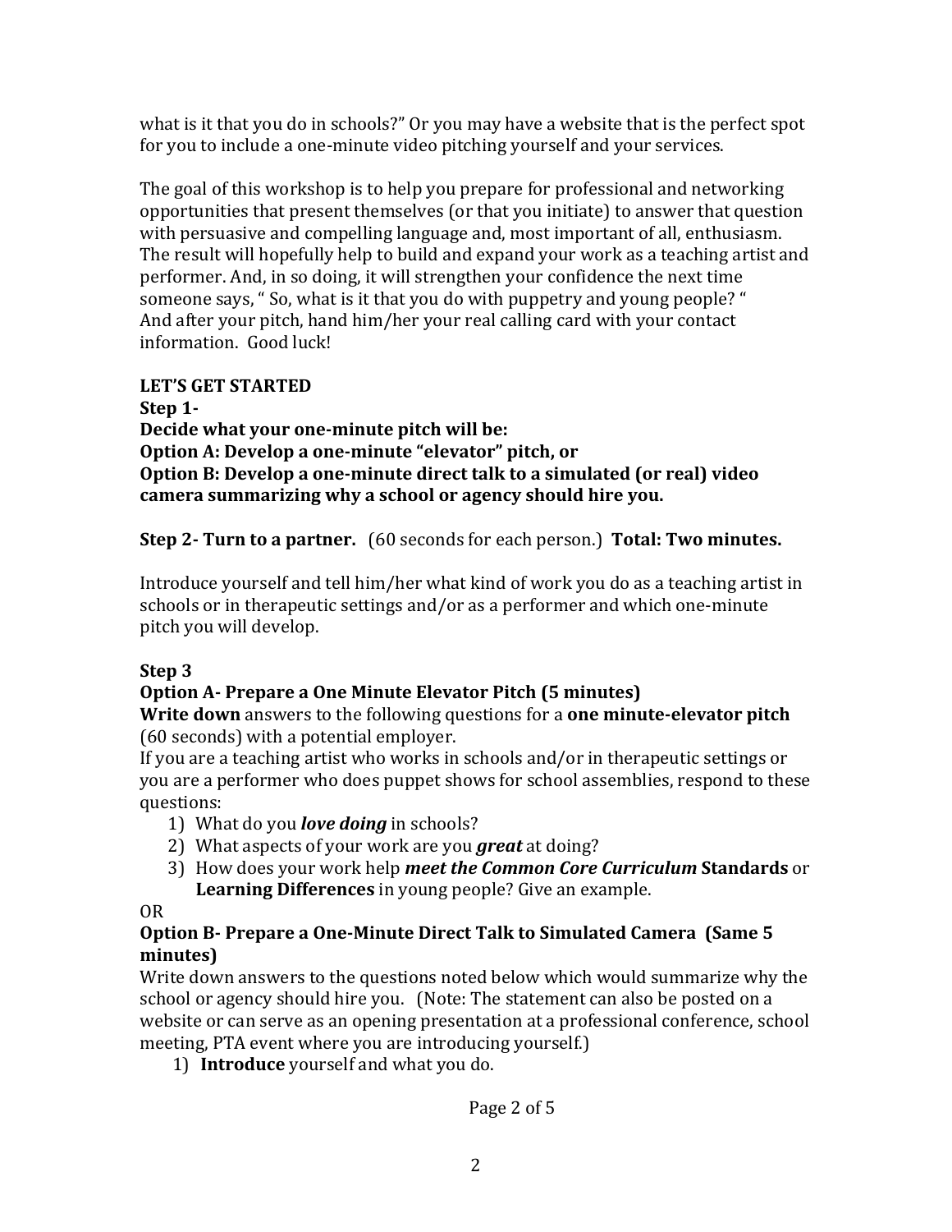what is it that you do in schools?" Or you may have a website that is the perfect spot for you to include a one-minute video pitching yourself and your services.

The goal of this workshop is to help you prepare for professional and networking opportunities that present themselves (or that you initiate) to answer that question with persuasive and compelling language and, most important of all, enthusiasm. The result will hopefully help to build and expand your work as a teaching artist and performer. And, in so doing, it will strengthen your confidence the next time someone says, " So, what is it that you do with puppetry and young people? " And after your pitch, hand him/her your real calling card with your contact information. Good luck!

**LET'S GET STARTED**

**Step 1-**

**Decide what your one-minute pitch will be:**

**Option A: Develop a one-minute "elevator" pitch, or**

**Option B: Develop a one-minute direct talk to a simulated (or real) video camera summarizing why a school or agency should hire you.**

**Step 2- Turn to a partner.** (60 seconds for each person.) **Total: Two minutes.**

Introduce yourself and tell him/her what kind of work you do as a teaching artist in schools or in therapeutic settings and/or as a performer and which one-minute pitch you will develop.

**Step 3**

**Option A- Prepare a One Minute Elevator Pitch (5 minutes)**

**Write down** answers to the following questions for a **one minute-elevator pitch** (60 seconds) with a potential employer.

If you are a teaching artist who works in schools and/or in therapeutic settings or you are a performer who does puppet shows for school assemblies, respond to these questions:

1) What do you ***love doing*** in schools?
2) What aspects of your work are you ***great*** at doing?
3) How does your work help ***meet the Common Core Curriculum*** **Standards** or **Learning Differences** in young people? Give an example.

OR

**Option B- Prepare a One-Minute Direct Talk to Simulated Camera (Same 5 minutes)**

Write down answers to the questions noted below which would summarize why the school or agency should hire you. (Note: The statement can also be posted on a website or can serve as an opening presentation at a professional conference, school meeting, PTA event where you are introducing yourself.)

1) **Introduce** yourself and what you do.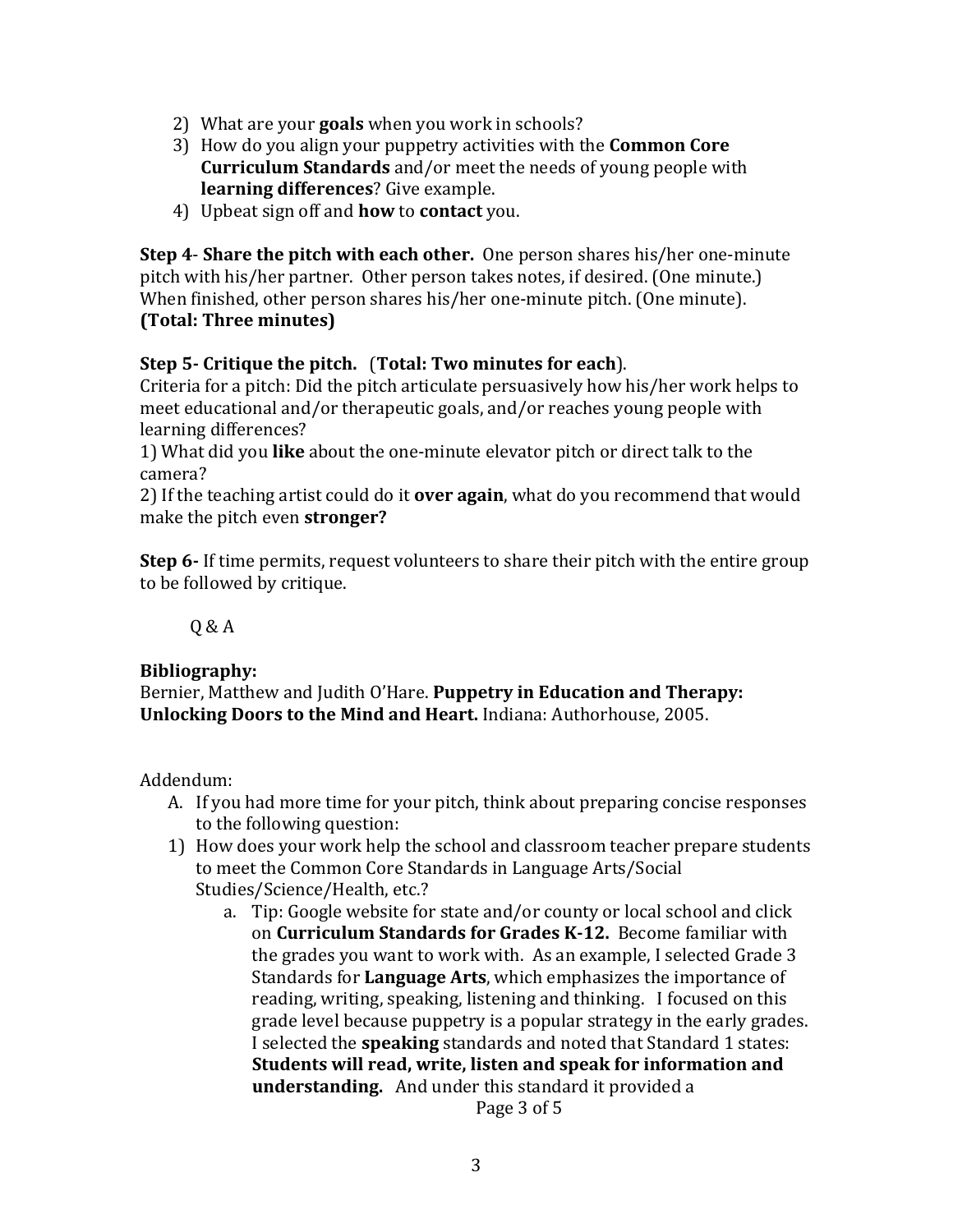2) What are your **goals** when you work in schools?
3) How do you align your puppetry activities with the **Common Core Curriculum Standards** and/or meet the needs of young people with **learning differences**? Give example.
4) Upbeat sign off and **how** to **contact** you.

**Step 4- Share the pitch with each other.** One person shares his/her one-minute pitch with his/her partner. Other person takes notes, if desired. (One minute.) When finished, other person shares his/her one-minute pitch. (One minute).
**(Total: Three minutes)**

**Step 5- Critique the pitch.** (**Total: Two minutes for each**).
Criteria for a pitch: Did the pitch articulate persuasively how his/her work helps to meet educational and/or therapeutic goals, and/or reaches young people with learning differences?
1) What did you **like** about the one-minute elevator pitch or direct talk to the camera?
2) If the teaching artist could do it **over again**, what do you recommend that would make the pitch even **stronger?**

**Step 6-** If time permits, request volunteers to share their pitch with the entire group to be followed by critique.

Q & A

**Bibliography:**
Bernier, Matthew and Judith O'Hare. **Puppetry in Education and Therapy: Unlocking Doors to the Mind and Heart.** Indiana: Authorhouse, 2005.

Addendum:

A. If you had more time for your pitch, think about preparing concise responses to the following question:

1) How does your work help the school and classroom teacher prepare students to meet the Common Core Standards in Language Arts/Social Studies/Science/Health, etc.?
    a. Tip: Google website for state and/or county or local school and click on **Curriculum Standards for Grades K-12.** Become familiar with the grades you want to work with. As an example, I selected Grade 3 Standards for **Language Arts**, which emphasizes the importance of reading, writing, speaking, listening and thinking. I focused on this grade level because puppetry is a popular strategy in the early grades. I selected the **speaking** standards and noted that Standard 1 states: **Students will read, write, listen and speak for information and understanding.** And under this standard it provided a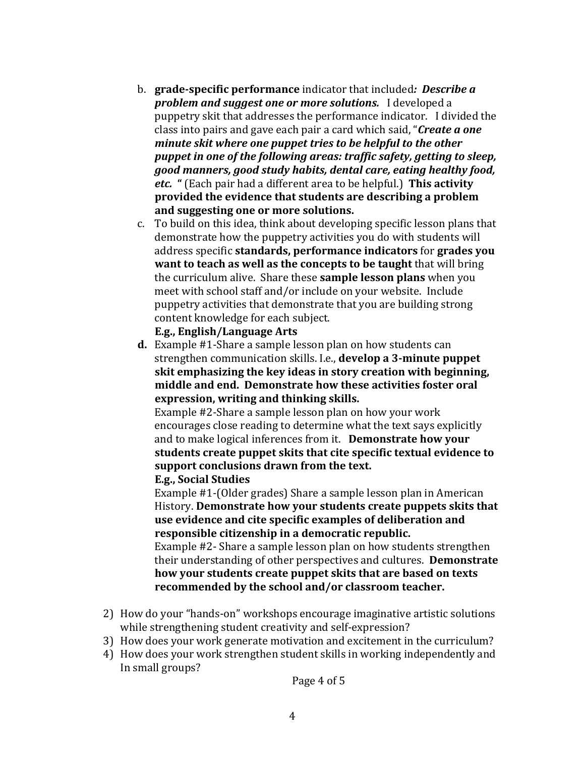b. **grade-specific performance** indicator that included***: Describe a problem and suggest one or more solutions.*** I developed a puppetry skit that addresses the performance indicator. I divided the class into pairs and gave each pair a card which said, "***Create a one minute skit where one puppet tries to be helpful to the other puppet in one of the following areas: traffic safety, getting to sleep, good manners, good study habits, dental care, eating healthy food, etc.* "** (Each pair had a different area to be helpful.) **This activity provided the evidence that students are describing a problem and suggesting one or more solutions.**

c. To build on this idea, think about developing specific lesson plans that demonstrate how the puppetry activities you do with students will address specific **standards, performance indicators** for **grades you want to teach as well as the concepts to be taught** that will bring the curriculum alive. Share these **sample lesson plans** when you meet with school staff and/or include on your website. Include puppetry activities that demonstrate that you are building strong content knowledge for each subject.

   **E.g., English/Language Arts**

**d.** Example #1-Share a sample lesson plan on how students can strengthen communication skills. I.e., **develop a 3-minute puppet skit emphasizing the key ideas in story creation with beginning, middle and end. Demonstrate how these activities foster oral expression, writing and thinking skills.**

   Example #2-Share a sample lesson plan on how your work encourages close reading to determine what the text says explicitly and to make logical inferences from it. **Demonstrate how your students create puppet skits that cite specific textual evidence to support conclusions drawn from the text.**

   **E.g., Social Studies**

   Example #1-(Older grades) Share a sample lesson plan in American History. **Demonstrate how your students create puppets skits that use evidence and cite specific examples of deliberation and responsible citizenship in a democratic republic.**

   Example #2- Share a sample lesson plan on how students strengthen their understanding of other perspectives and cultures. **Demonstrate how your students create puppet skits that are based on texts recommended by the school and/or classroom teacher.**

2) How do your "hands-on" workshops encourage imaginative artistic solutions while strengthening student creativity and self-expression?
3) How does your work generate motivation and excitement in the curriculum?
4) How does your work strengthen student skills in working independently and In small groups?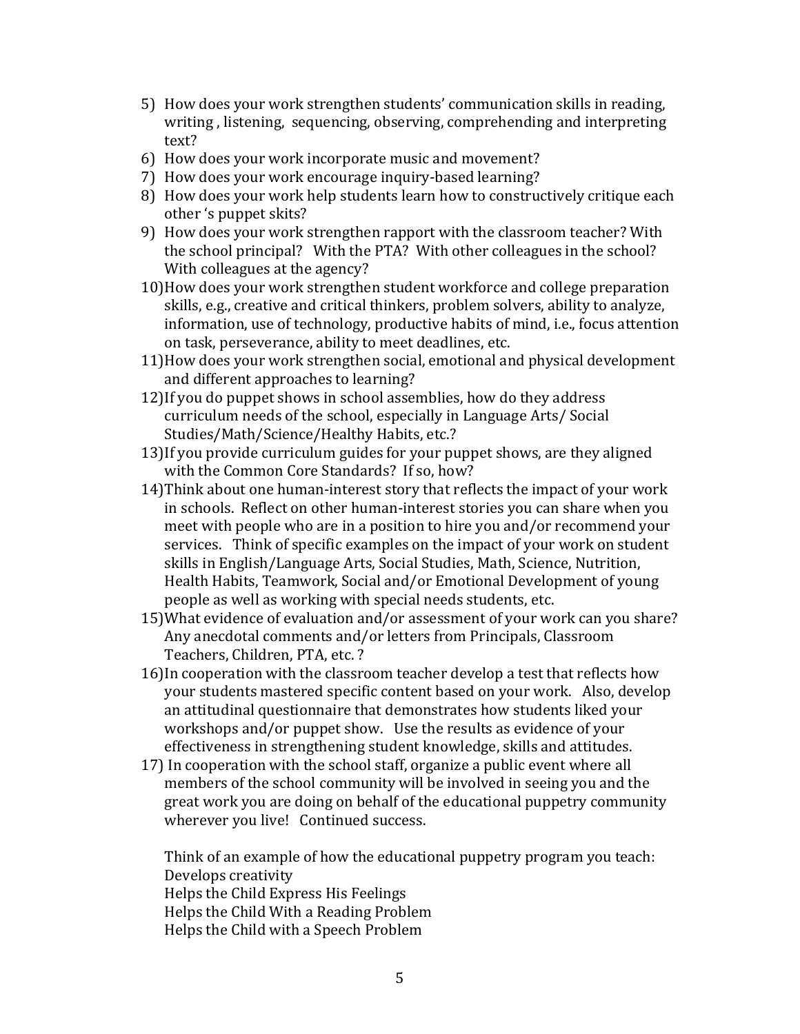5) How does your work strengthen students' communication skills in reading, writing , listening, sequencing, observing, comprehending and interpreting text?
6) How does your work incorporate music and movement?
7) How does your work encourage inquiry-based learning?
8) How does your work help students learn how to constructively critique each other 's puppet skits?
9) How does your work strengthen rapport with the classroom teacher? With the school principal? With the PTA? With other colleagues in the school? With colleagues at the agency?
10) How does your work strengthen student workforce and college preparation skills, e.g., creative and critical thinkers, problem solvers, ability to analyze, information, use of technology, productive habits of mind, i.e., focus attention on task, perseverance, ability to meet deadlines, etc.
11) How does your work strengthen social, emotional and physical development and different approaches to learning?
12) If you do puppet shows in school assemblies, how do they address curriculum needs of the school, especially in Language Arts/ Social Studies/Math/Science/Healthy Habits, etc.?
13) If you provide curriculum guides for your puppet shows, are they aligned with the Common Core Standards? If so, how?
14) Think about one human-interest story that reflects the impact of your work in schools. Reflect on other human-interest stories you can share when you meet with people who are in a position to hire you and/or recommend your services. Think of specific examples on the impact of your work on student skills in English/Language Arts, Social Studies, Math, Science, Nutrition, Health Habits, Teamwork, Social and/or Emotional Development of young people as well as working with special needs students, etc.
15) What evidence of evaluation and/or assessment of your work can you share? Any anecdotal comments and/or letters from Principals, Classroom Teachers, Children, PTA, etc. ?
16) In cooperation with the classroom teacher develop a test that reflects how your students mastered specific content based on your work. Also, develop an attitudinal questionnaire that demonstrates how students liked your workshops and/or puppet show. Use the results as evidence of your effectiveness in strengthening student knowledge, skills and attitudes.
17) In cooperation with the school staff, organize a public event where all members of the school community will be involved in seeing you and the great work you are doing on behalf of the educational puppetry community wherever you live! Continued success.

Think of an example of how the educational puppetry program you teach:
Develops creativity
Helps the Child Express His Feelings
Helps the Child With a Reading Problem
Helps the Child with a Speech Problem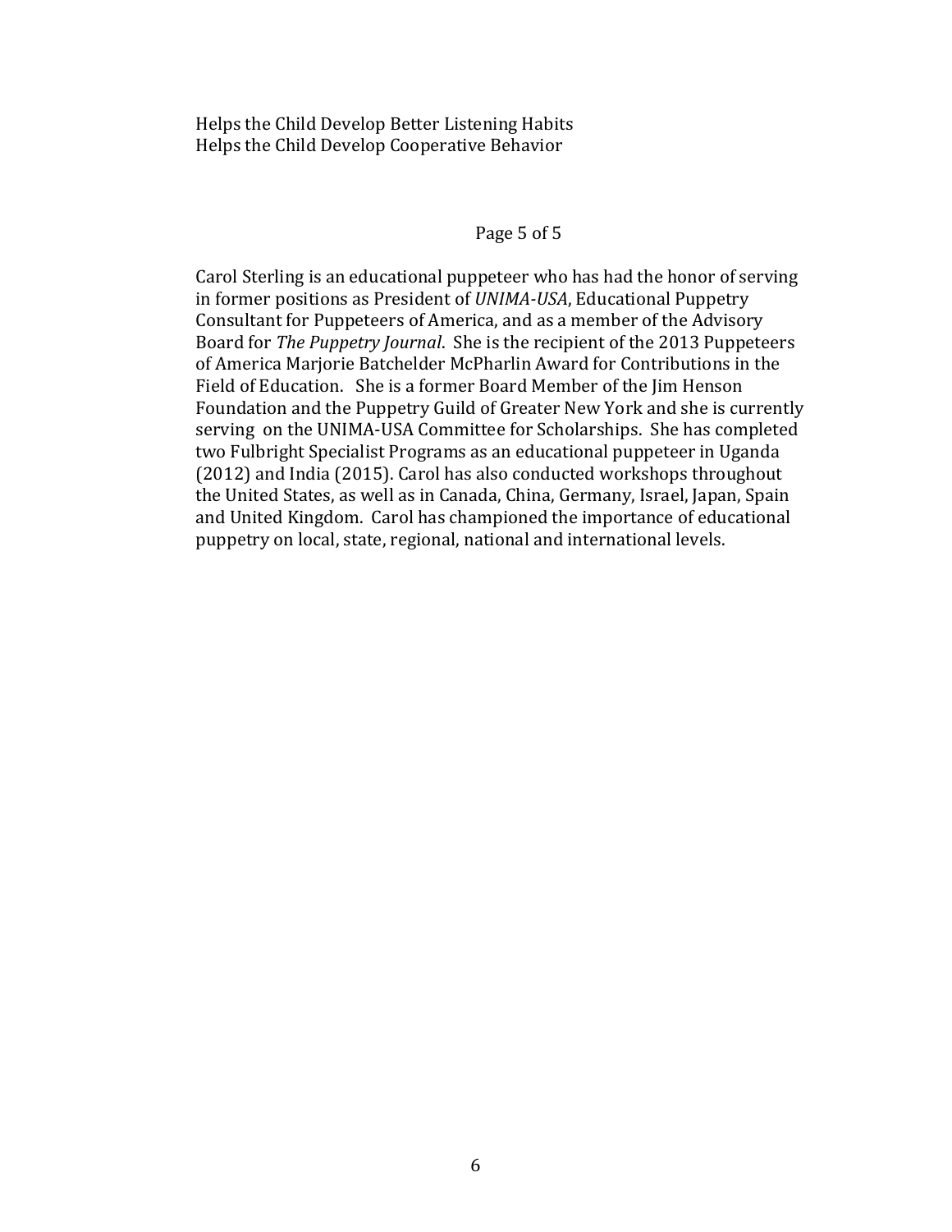Helps the Child Develop Better Listening Habits
Helps the Child Develop Cooperative Behavior

Carol Sterling is an educational puppeteer who has had the honor of serving in former positions as President of *UNIMA-USA*, Educational Puppetry Consultant for Puppeteers of America, and as a member of the Advisory Board for *The Puppetry Journal*. She is the recipient of the 2013 Puppeteers of America Marjorie Batchelder McPharlin Award for Contributions in the Field of Education. She is a former Board Member of the Jim Henson Foundation and the Puppetry Guild of Greater New York and she is currently serving on the UNIMA-USA Committee for Scholarships. She has completed two Fulbright Specialist Programs as an educational puppeteer in Uganda (2012) and India (2015). Carol has also conducted workshops throughout the United States, as well as in Canada, China, Germany, Israel, Japan, Spain and United Kingdom. Carol has championed the importance of educational puppetry on local, state, regional, national and international levels.